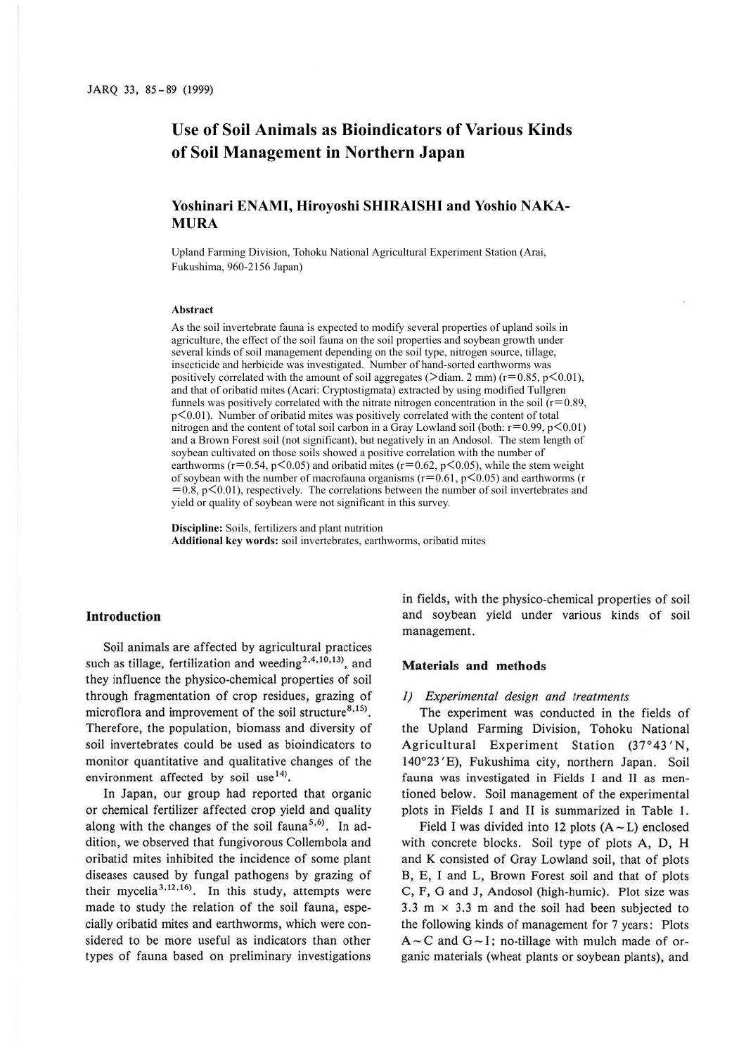# Use of Soil Animals as Bioindicators of Various Kinds of Soil Management in Northern Japan

**Yoshinari ENAMI, Hiroyoshi SHIRAISHI and Yoshio NAKAMURA**

Upland Farming Division, Tohoku National Agricultural Experiment Station (Arai, Fukushima, 960-2156 Japan)

### Abstract

As the soil invertebrate fauna is expected to modify several properties of upland soils in agriculture, the effect of the soil fauna on the soil properties and soybean growth under several kinds of soil management depending on the soil type, nitrogen source, tillage, insecticide and herbicide was investigated. Number of hand-sorted earthworms was positively correlated with the amount of soil aggregates (>diam. 2 mm) ($r=0.85$, $p<0.01$), and that of oribatid mites (Acari: Cryptostigmata) extracted by using modified Tullgren funnels was positively correlated with the nitrate nitrogen concentration in the soil ($r=0.89$, $p<0.01$). Number of oribatid mites was positively correlated with the content of total nitrogen and the content of total soil carbon in a Gray Lowland soil (both: $r=0.99$, $p<0.01$) and a Brown Forest soil (not significant), but negatively in an Andosol. The stem length of soybean cultivated on those soils showed a positive correlation with the number of earthworms ($r=0.54$, $p<0.05$) and oribatid mites ($r=0.62$, $p<0.05$), while the stem weight of soybean with the number of macrofauna organisms ($r=0.61$, $p<0.05$) and earthworms ($r=0.8$, $p<0.01$), respectively. The correlations between the number of soil invertebrates and yield or quality of soybean were not significant in this survey.

**Discipline:** Soils, fertilizers and plant nutrition
**Additional key words:** soil invertebrates, earthworms, oribatid mites

## Introduction

Soil animals are affected by agricultural practices such as tillage, fertilization and weeding[2,4,10,13], and they influence the physico-chemical properties of soil through fragmentation of crop residues, grazing of microflora and improvement of the soil structure[8,15]. Therefore, the population, biomass and diversity of soil invertebrates could be used as bioindicators to monitor quantitative and qualitative changes of the environment affected by soil use[14].

In Japan, our group had reported that organic or chemical fertilizer affected crop yield and quality along with the changes of the soil fauna[5,6]. In addition, we observed that fungivorous Collembola and oribatid mites inhibited the incidence of some plant diseases caused by fungal pathogens by grazing of their mycelia[3,12,16]. In this study, attempts were made to study the relation of the soil fauna, especially oribatid mites and earthworms, which were considered to be more useful as indicators than other types of fauna based on preliminary investigations in fields, with the physico-chemical properties of soil and soybean yield under various kinds of soil management.

## Materials and methods

### 1) Experimental design and treatments

The experiment was conducted in the fields of the Upland Farming Division, Tohoku National Agricultural Experiment Station (37°43′N, 140°23′E), Fukushima city, northern Japan. Soil fauna was investigated in Fields I and II as mentioned below. Soil management of the experimental plots in Fields I and II is summarized in Table 1.

Field I was divided into 12 plots (A ~ L) enclosed with concrete blocks. Soil type of plots A, D, H and K consisted of Gray Lowland soil, that of plots B, E, I and L, Brown Forest soil and that of plots C, F, G and J, Andosol (high-humic). Plot size was 3.3 m × 3.3 m and the soil had been subjected to the following kinds of management for 7 years: Plots A ~ C and G ~ I; no-tillage with mulch made of organic materials (wheat plants or soybean plants), and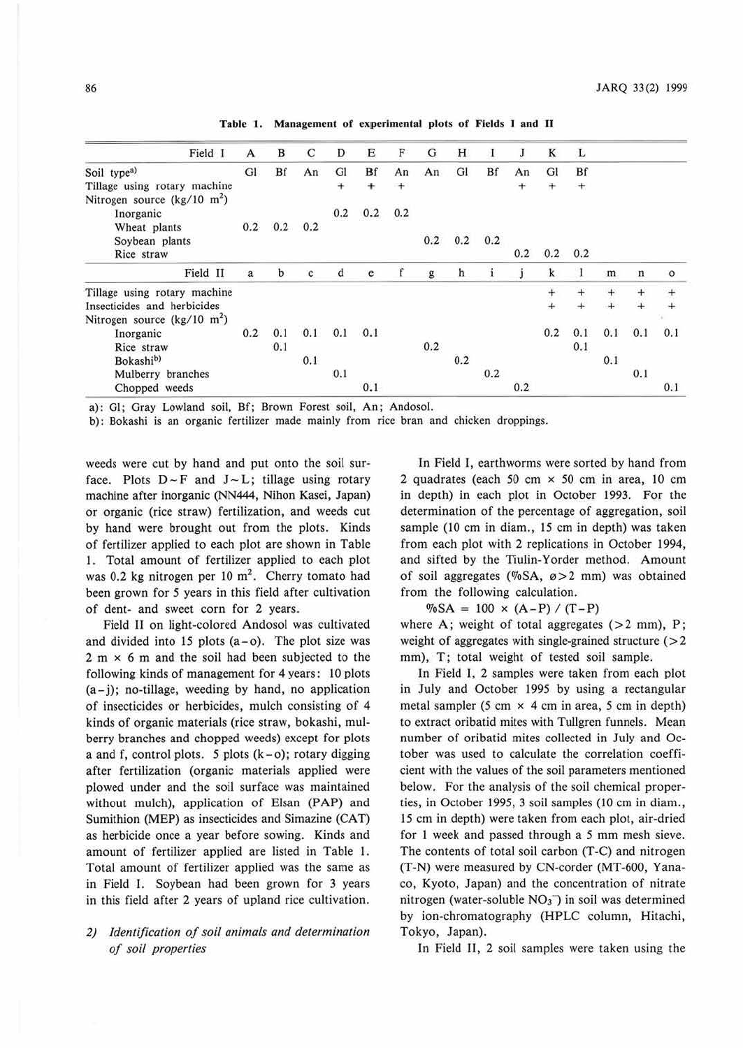**Table 1. Management of experimental plots of Fields I and II**

| Field I | A | B | C | D | E | F | G | H | I | J | K | L | | | |
|---|---|---|---|---|---|---|---|---|---|---|---|---|---|---|---|
| Soil type[a)] | Gl | Bf | An | Gl | Bf | An | An | Gl | Bf | An | Gl | Bf | | | |
| Tillage using rotary machine | | | | + | + | + | | | | + | + | + | | | |
| Nitrogen source (kg/10 $m^2$) | | | | | | | | | | | | | | | |
| Inorganic | | | | 0.2 | 0.2 | 0.2 | | | | | | | | | |
| Wheat plants | 0.2 | 0.2 | 0.2 | | | | | | | | | | | | |
| Soybean plants | | | | | | | 0.2 | 0.2 | 0.2 | | | | | | |
| Rice straw | | | | | | | | | | 0.2 | 0.2 | 0.2 | | | |
| **Field II** | **a** | **b** | **c** | **d** | **e** | **f** | **g** | **h** | **i** | **j** | **k** | **l** | **m** | **n** | **o** |
| Tillage using rotary machine | | | | | | | | | | | + | + | + | + | + |
| Insecticides and herbicides | | | | | | | | | | | + | + | + | + | + |
| Nitrogen source (kg/10 $m^2$) | | | | | | | | | | | | | | | |
| Inorganic | 0.2 | 0.1 | 0.1 | 0.1 | 0.1 | | | | | | 0.2 | 0.1 | 0.1 | 0.1 | 0.1 |
| Rice straw | | 0.1 | | | | | 0.2 | | | | | 0.1 | | | |
| Bokashi[b)] | | | 0.1 | | | | | 0.2 | | | | | 0.1 | | |
| Mulberry branches | | | | 0.1 | | | | | 0.2 | | | | | 0.1 | |
| Chopped weeds | | | | | 0.1 | | | | | 0.2 | | | | | 0.1 |

a): Gl; Gray Lowland soil, Bf; Brown Forest soil, An; Andosol.
b): Bokashi is an organic fertilizer made mainly from rice bran and chicken droppings.

weeds were cut by hand and put onto the soil surface. Plots D ~ F and J ~ L; tillage using rotary machine after inorganic (NN444, Nihon Kasei, Japan) or organic (rice straw) fertilization, and weeds cut by hand were brought out from the plots. Kinds of fertilizer applied to each plot are shown in Table 1. Total amount of fertilizer applied to each plot was 0.2 kg nitrogen per 10 $m^2$. Cherry tomato had been grown for 5 years in this field after cultivation of dent- and sweet corn for 2 years.

Field II on light-colored Andosol was cultivated and divided into 15 plots (a – o). The plot size was 2 m × 6 m and the soil had been subjected to the following kinds of management for 4 years: 10 plots (a – j); no-tillage, weeding by hand, no application of insecticides or herbicides, mulch consisting of 4 kinds of organic materials (rice straw, bokashi, mulberry branches and chopped weeds) except for plots a and f, control plots. 5 plots (k – o); rotary digging after fertilization (organic materials applied were plowed under and the soil surface was maintained without mulch), application of Elsan (PAP) and Sumithion (MEP) as insecticides and Simazine (CAT) as herbicide once a year before sowing. Kinds and amount of fertilizer applied are listed in Table 1. Total amount of fertilizer applied was the same as in Field I. Soybean had been grown for 3 years in this field after 2 years of upland rice cultivation.

### 2) *Identification of soil animals and determination of soil properties*

In Field I, earthworms were sorted by hand from 2 quadrates (each 50 cm × 50 cm in area, 10 cm in depth) in each plot in October 1993. For the determination of the percentage of aggregation, soil sample (10 cm in diam., 15 cm in depth) was taken from each plot with 2 replications in October 1994, and sifted by the Tiulin-Yorder method. Amount of soil aggregates (%SA, $\varnothing > 2$ mm) was obtained from the following calculation.

$$\%SA = 100 \times (A - P) / (T - P)$$

where A; weight of total aggregates (>2 mm), P; weight of aggregates with single-grained structure (>2 mm), T; total weight of tested soil sample.

In Field I, 2 samples were taken from each plot in July and October 1995 by using a rectangular metal sampler (5 cm × 4 cm in area, 5 cm in depth) to extract oribatid mites with Tullgren funnels. Mean number of oribatid mites collected in July and October was used to calculate the correlation coefficient with the values of the soil parameters mentioned below. For the analysis of the soil chemical properties, in October 1995, 3 soil samples (10 cm in diam., 15 cm in depth) were taken from each plot, air-dried for 1 week and passed through a 5 mm mesh sieve. The contents of total soil carbon (T-C) and nitrogen (T-N) were measured by CN-corder (MT-600, Yanaco, Kyoto, Japan) and the concentration of nitrate nitrogen (water-soluble $NO_3^-$) in soil was determined by ion-chromatography (HPLC column, Hitachi, Tokyo, Japan).

In Field II, 2 soil samples were taken using the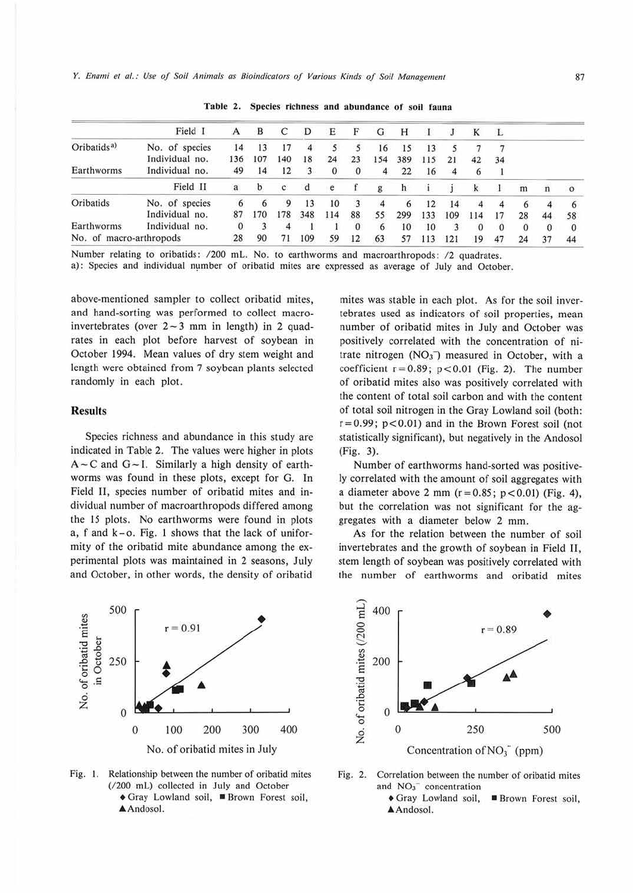**Table 2. Species richness and abundance of soil fauna**

| | Field I | A | B | C | D | E | F | G | H | I | J | K | L | | | |
|---|---|---|---|---|---|---|---|---|---|---|---|---|---|---|---|---|
| Oribatids[a)] | No. of species | 14 | 13 | 17 | 4 | 5 | 5 | 16 | 15 | 13 | 5 | 7 | 7 | | | |
| | Individual no. | 136 | 107 | 140 | 18 | 24 | 23 | 154 | 389 | 115 | 21 | 42 | 34 | | | |
| Earthworms | Individual no. | 49 | 14 | 12 | 3 | 0 | 0 | 4 | 22 | 16 | 4 | 6 | 1 | | | |
| | Field II | a | b | c | d | e | f | g | h | i | j | k | l | m | n | o |
| Oribatids | No. of species | 6 | 6 | 9 | 13 | 10 | 3 | 4 | 6 | 12 | 14 | 4 | 4 | 6 | 4 | 6 |
| | Individual no. | 87 | 170 | 178 | 348 | 114 | 88 | 55 | 299 | 133 | 109 | 114 | 17 | 28 | 44 | 58 |
| Earthworms | Individual no. | 0 | 3 | 4 | 1 | 1 | 0 | 6 | 10 | 10 | 3 | 0 | 0 | 0 | 0 | 0 |
| No. of macro-arthropods | | 28 | 90 | 71 | 109 | 59 | 12 | 63 | 57 | 113 | 121 | 19 | 47 | 24 | 37 | 44 |

Number relating to oribatids: /200 mL. No. to earthworms and macroarthropods: /2 quadrates.
a): Species and individual number of oribatid mites are expressed as average of July and October.

above-mentioned sampler to collect oribatid mites, and hand-sorting was performed to collect macro-invertebrates (over 2~3 mm in length) in 2 quadrates in each plot before harvest of soybean in October 1994. Mean values of dry stem weight and length were obtained from 7 soybean plants selected randomly in each plot.

## Results

Species richness and abundance in this study are indicated in Table 2. The values were higher in plots A~C and G~I. Similarly a high density of earthworms was found in these plots, except for G. In Field II, species number of oribatid mites and individual number of macroarthropods differed among the 15 plots. No earthworms were found in plots a, f and k–o. Fig. 1 shows that the lack of uniformity of the oribatid mite abundance among the experimental plots was maintained in 2 seasons, July and October, in other words, the density of oribatid mites was stable in each plot. As for the soil invertebrates used as indicators of soil properties, mean number of oribatid mites in July and October was positively correlated with the concentration of nitrate nitrogen ($NO_3^-$) measured in October, with a coefficient $r = 0.89$; $p < 0.01$ (Fig. 2). The number of oribatid mites also was positively correlated with the content of total soil carbon and with the content of total soil nitrogen in the Gray Lowland soil (both: $r = 0.99$; $p < 0.01$) and in the Brown Forest soil (not statistically significant), but negatively in the Andosol (Fig. 3).

Number of earthworms hand-sorted was positively correlated with the amount of soil aggregates with a diameter above 2 mm ($r = 0.85$; $p < 0.01$) (Fig. 4), but the correlation was not significant for the aggregates with a diameter below 2 mm.

As for the relation between the number of soil invertebrates and the growth of soybean in Field II, stem length of soybean was positively correlated with the number of earthworms and oribatid mites

Fig. 1. Relationship between the number of oribatid mites (/200 mL) collected in July and October ◆ Gray Lowland soil, ■ Brown Forest soil, ▲ Andosol.

Fig. 2. Correlation between the number of oribatid mites and $NO_3^-$ concentration ◆ Gray Lowland soil, ■ Brown Forest soil, ▲ Andosol.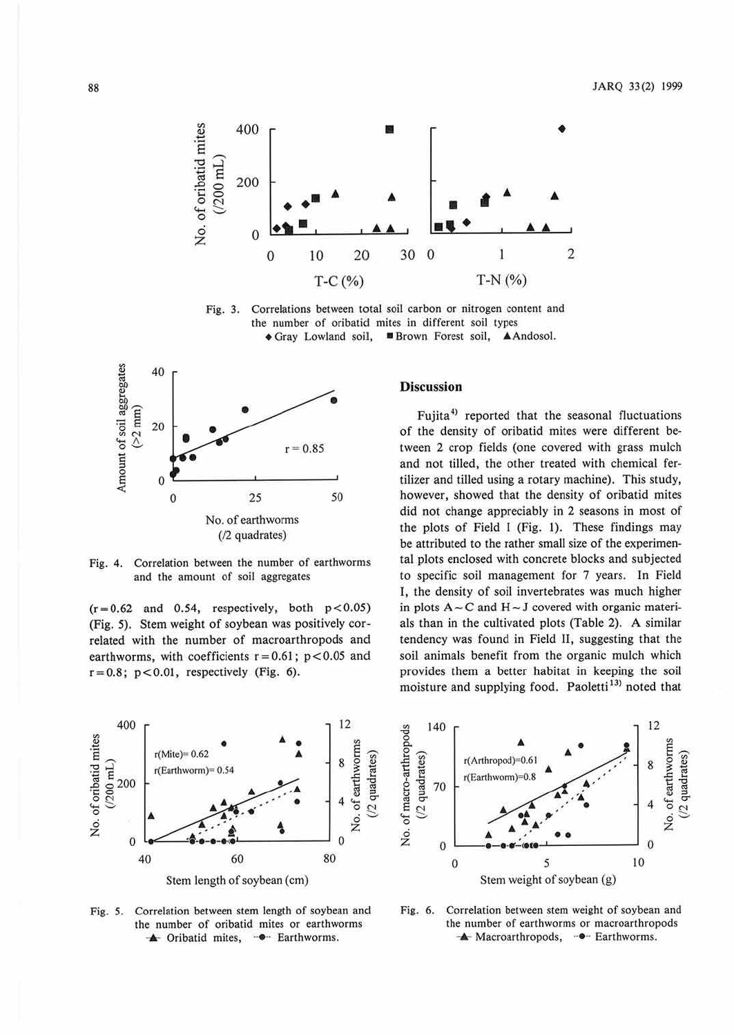Fig. 3. Correlations between total soil carbon or nitrogen content and the number of oribatid mites in different soil types
◆ Gray Lowland soil, ■ Brown Forest soil, ▲ Andosol.

Fig. 4. Correlation between the number of earthworms and the amount of soil aggregates

($r = 0.62$ and $0.54$, respectively, both $p < 0.05$) (Fig. 5). Stem weight of soybean was positively correlated with the number of macroarthropods and earthworms, with coefficients $r = 0.61$; $p < 0.05$ and $r = 0.8$; $p < 0.01$, respectively (Fig. 6).

## Discussion

Fujita[4] reported that the seasonal fluctuations of the density of oribatid mites were different between 2 crop fields (one covered with grass mulch and not tilled, the other treated with chemical fertilizer and tilled using a rotary machine). This study, however, showed that the density of oribatid mites did not change appreciably in 2 seasons in most of the plots of Field I (Fig. 1). These findings may be attributed to the rather small size of the experimental plots enclosed with concrete blocks and subjected to specific soil management for 7 years. In Field I, the density of soil invertebrates was much higher in plots A～C and H～J covered with organic materials than in the cultivated plots (Table 2). A similar tendency was found in Field II, suggesting that the soil animals benefit from the organic mulch which provides them a better habitat in keeping the soil moisture and supplying food. Paoletti[13] noted that

Fig. 5. Correlation between stem length of soybean and the number of oribatid mites or earthworms
-▲- Oribatid mites, ··●·· Earthworms.

Fig. 6. Correlation between stem weight of soybean and the number of earthworms or macroarthropods
-▲- Macroarthropods, ··●·· Earthworms.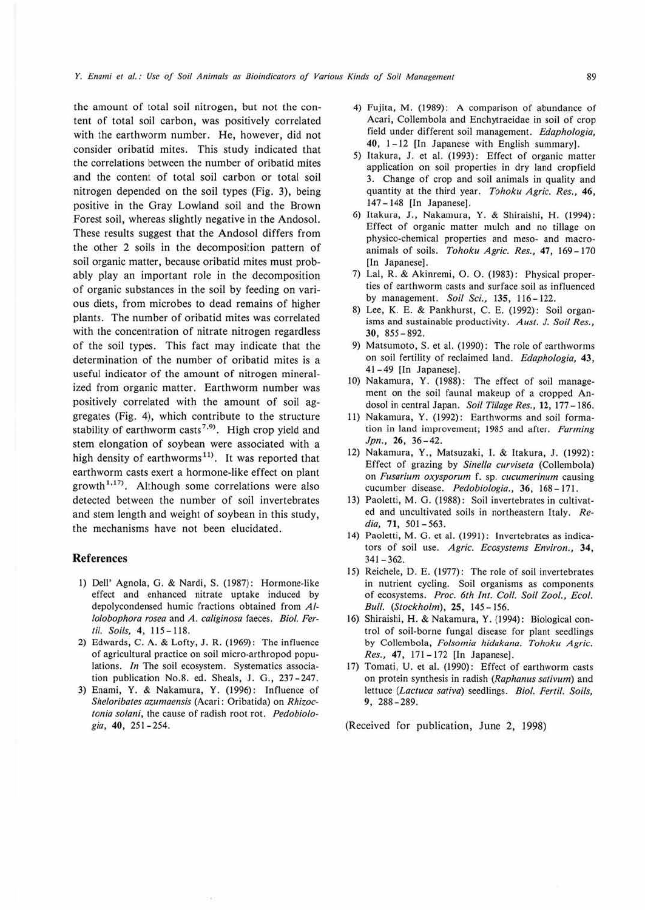the amount of total soil nitrogen, but not the content of total soil carbon, was positively correlated with the earthworm number. He, however, did not consider oribatid mites. This study indicated that the correlations between the number of oribatid mites and the content of total soil carbon or total soil nitrogen depended on the soil types (Fig. 3), being positive in the Gray Lowland soil and the Brown Forest soil, whereas slightly negative in the Andosol. These results suggest that the Andosol differs from the other 2 soils in the decomposition pattern of soil organic matter, because oribatid mites must probably play an important role in the decomposition of organic substances in the soil by feeding on various diets, from microbes to dead remains of higher plants. The number of oribatid mites was correlated with the concentration of nitrate nitrogen regardless of the soil types. This fact may indicate that the determination of the number of oribatid mites is a useful indicator of the amount of nitrogen mineralized from organic matter. Earthworm number was positively correlated with the amount of soil aggregates (Fig. 4), which contribute to the structure stability of earthworm casts[7,9]. High crop yield and stem elongation of soybean were associated with a high density of earthworms[11]. It was reported that earthworm casts exert a hormone-like effect on plant growth[1,17]. Although some correlations were also detected between the number of soil invertebrates and stem length and weight of soybean in this study, the mechanisms have not been elucidated.

## References

1) Dell' Agnola, G. & Nardi, S. (1987): Hormone-like effect and enhanced nitrate uptake induced by depolycondensed humic fractions obtained from *Allolobophora rosea* and *A. caliginosa* faeces. *Biol. Fertil. Soils*, **4**, 115-118.
2) Edwards, C. A. & Lofty, J. R. (1969): The influence of agricultural practice on soil micro-arthropod populations. *In* The soil ecosystem. Systematics association publication No.8. ed. Sheals, J. G., 237-247.
3) Enami, Y. & Nakamura, Y. (1996): Influence of *Sheloribates azumaensis* (Acari: Oribatida) on *Rhizoctonia solani*, the cause of radish root rot. *Pedobiologia*, **40**, 251-254.
4) Fujita, M. (1989): A comparison of abundance of Acari, Collembola and Enchytraeidae in soil of crop field under different soil management. *Edaphologia*, **40**, 1-12 [In Japanese with English summary].
5) Itakura, J. et al. (1993): Effect of organic matter application on soil properties in dry land cropfield 3. Change of crop and soil animals in quality and quantity at the third year. *Tohoku Agric. Res.*, **46**, 147-148 [In Japanese].
6) Itakura, J., Nakamura, Y. & Shiraishi, H. (1994): Effect of organic matter mulch and no tillage on physico-chemical properties and meso- and macro-animals of soils. *Tohoku Agric. Res.*, **47**, 169-170 [In Japanese].
7) Lal, R. & Akinremi, O. O. (1983): Physical properties of earthworm casts and surface soil as influenced by management. *Soil Sci.*, **135**, 116-122.
8) Lee, K. E. & Pankhurst, C. E. (1992): Soil organisms and sustainable productivity. *Aust. J. Soil Res.*, **30**, 855-892.
9) Matsumoto, S. et al. (1990): The role of earthworms on soil fertility of reclaimed land. *Edaphologia*, **43**, 41-49 [In Japanese].
10) Nakamura, Y. (1988): The effect of soil management on the soil faunal makeup of a cropped Andosol in central Japan. *Soil Tillage Res.*, **12**, 177-186.
11) Nakamura, Y. (1992): Earthworms and soil formation in land improvement; 1985 and after. *Farming Jpn.*, **26**, 36-42.
12) Nakamura, Y., Matsuzaki, I. & Itakura, J. (1992): Effect of grazing by *Sinella curviseta* (Collembola) on *Fusarium oxysporum* f. sp. *cucumerinum* causing cucumber disease. *Pedobiologia.*, **36**, 168-171.
13) Paoletti, M. G. (1988): Soil invertebrates in cultivated and uncultivated soils in northeastern Italy. *Redia*, **71**, 501-563.
14) Paoletti, M. G. et al. (1991): Invertebrates as indicators of soil use. *Agric. Ecosystems Environ.*, **34**, 341-362.
15) Reichele, D. E. (1977): The role of soil invertebrates in nutrient cycling. Soil organisms as components of ecosystems. *Proc. 6th Int. Coll. Soil Zool., Ecol. Bull. (Stockholm)*, **25**, 145-156.
16) Shiraishi, H. & Nakamura, Y. (1994): Biological control of soil-borne fungal disease for plant seedlings by Collembola, *Folsomia hidakana*. *Tohoku Agric. Res.*, **47**, 171-172 [In Japanese].
17) Tomati, U. et al. (1990): Effect of earthworm casts on protein synthesis in radish (*Raphanus sativum*) and lettuce (*Lactuca sativa*) seedlings. *Biol. Fertil. Soils*, **9**, 288-289.

(Received for publication, June 2, 1998)